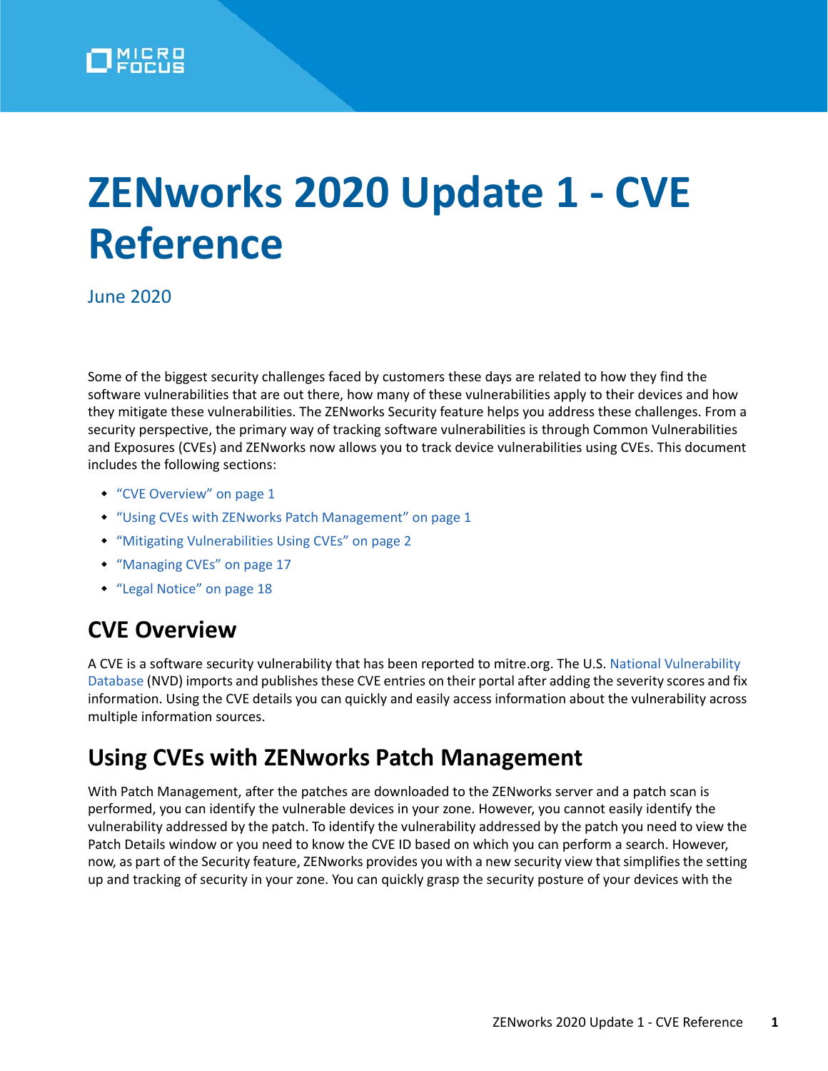# ZENworks 2020 Update 1 - CVE Reference

June 2020

Some of the biggest security challenges faced by customers these days are related to how they find the software vulnerabilities that are out there, how many of these vulnerabilities apply to their devices and how they mitigate these vulnerabilities. The ZENworks Security feature helps you address these challenges. From a security perspective, the primary way of tracking software vulnerabilities is through Common Vulnerabilities and Exposures (CVEs) and ZENworks now allows you to track device vulnerabilities using CVEs. This document includes the following sections:

- "CVE Overview" on page 1
- "Using CVEs with ZENworks Patch Management" on page 1
- "Mitigating Vulnerabilities Using CVEs" on page 2
- "Managing CVEs" on page 17
- "Legal Notice" on page 18

## CVE Overview

A CVE is a software security vulnerability that has been reported to mitre.org. The U.S. National Vulnerability Database (NVD) imports and publishes these CVE entries on their portal after adding the severity scores and fix information. Using the CVE details you can quickly and easily access information about the vulnerability across multiple information sources.

## Using CVEs with ZENworks Patch Management

With Patch Management, after the patches are downloaded to the ZENworks server and a patch scan is performed, you can identify the vulnerable devices in your zone. However, you cannot easily identify the vulnerability addressed by the patch. To identify the vulnerability addressed by the patch you need to view the Patch Details window or you need to know the CVE ID based on which you can perform a search. However, now, as part of the Security feature, ZENworks provides you with a new security view that simplifies the setting up and tracking of security in your zone. You can quickly grasp the security posture of your devices with the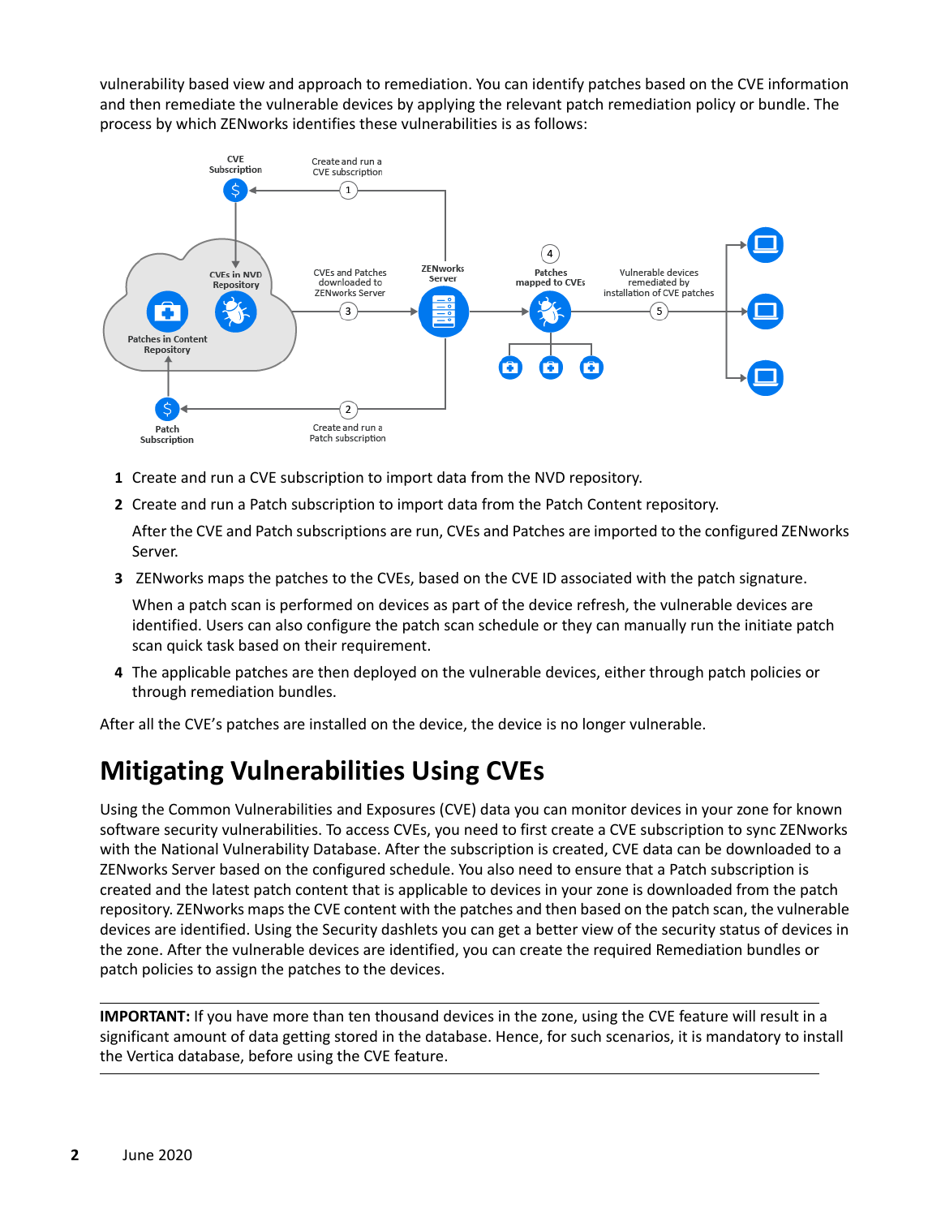vulnerability based view and approach to remediation. You can identify patches based on the CVE information and then remediate the vulnerable devices by applying the relevant patch remediation policy or bundle. The process by which ZENworks identifies these vulnerabilities is as follows:

1. Create and run a CVE subscription to import data from the NVD repository.
2. Create and run a Patch subscription to import data from the Patch Content repository.

   After the CVE and Patch subscriptions are run, CVEs and Patches are imported to the configured ZENworks Server.
3. ZENworks maps the patches to the CVEs, based on the CVE ID associated with the patch signature.

   When a patch scan is performed on devices as part of the device refresh, the vulnerable devices are identified. Users can also configure the patch scan schedule or they can manually run the initiate patch scan quick task based on their requirement.
4. The applicable patches are then deployed on the vulnerable devices, either through patch policies or through remediation bundles.

After all the CVE's patches are installed on the device, the device is no longer vulnerable.

# Mitigating Vulnerabilities Using CVEs

Using the Common Vulnerabilities and Exposures (CVE) data you can monitor devices in your zone for known software security vulnerabilities. To access CVEs, you need to first create a CVE subscription to sync ZENworks with the National Vulnerability Database. After the subscription is created, CVE data can be downloaded to a ZENworks Server based on the configured schedule. You also need to ensure that a Patch subscription is created and the latest patch content that is applicable to devices in your zone is downloaded from the patch repository. ZENworks maps the CVE content with the patches and then based on the patch scan, the vulnerable devices are identified. Using the Security dashlets you can get a better view of the security status of devices in the zone. After the vulnerable devices are identified, you can create the required Remediation bundles or patch policies to assign the patches to the devices.

---

**IMPORTANT:** If you have more than ten thousand devices in the zone, using the CVE feature will result in a significant amount of data getting stored in the database. Hence, for such scenarios, it is mandatory to install the Vertica database, before using the CVE feature.

---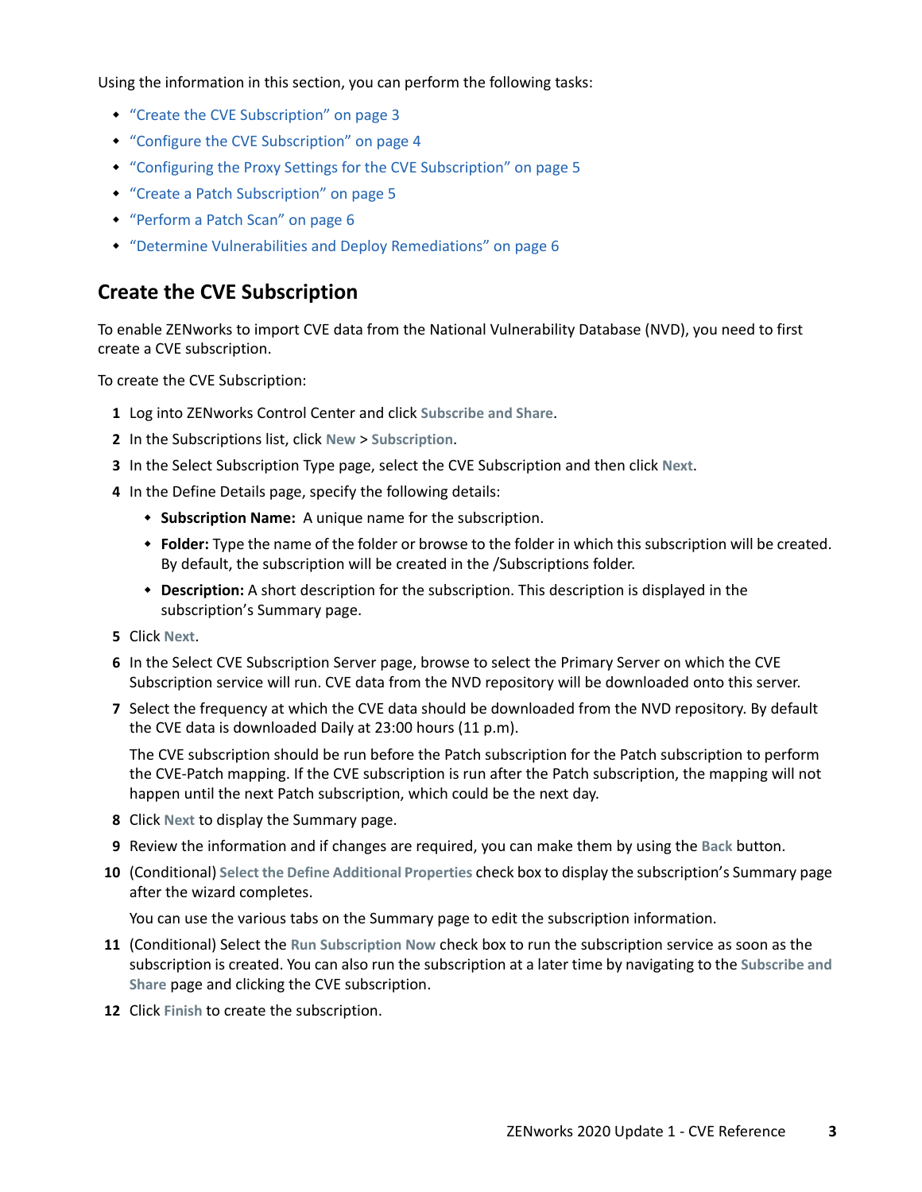Using the information in this section, you can perform the following tasks:

- "Create the CVE Subscription" on page 3
- "Configure the CVE Subscription" on page 4
- "Configuring the Proxy Settings for the CVE Subscription" on page 5
- "Create a Patch Subscription" on page 5
- "Perform a Patch Scan" on page 6
- "Determine Vulnerabilities and Deploy Remediations" on page 6

## Create the CVE Subscription

To enable ZENworks to import CVE data from the National Vulnerability Database (NVD), you need to first create a CVE subscription.

To create the CVE Subscription:

1. Log into ZENworks Control Center and click **Subscribe and Share**.
2. In the Subscriptions list, click **New** > **Subscription**.
3. In the Select Subscription Type page, select the CVE Subscription and then click **Next**.
4. In the Define Details page, specify the following details:
   - **Subscription Name:** A unique name for the subscription.
   - **Folder:** Type the name of the folder or browse to the folder in which this subscription will be created. By default, the subscription will be created in the /Subscriptions folder.
   - **Description:** A short description for the subscription. This description is displayed in the subscription's Summary page.
5. Click **Next**.
6. In the Select CVE Subscription Server page, browse to select the Primary Server on which the CVE Subscription service will run. CVE data from the NVD repository will be downloaded onto this server.
7. Select the frequency at which the CVE data should be downloaded from the NVD repository. By default the CVE data is downloaded Daily at 23:00 hours (11 p.m).

   The CVE subscription should be run before the Patch subscription for the Patch subscription to perform the CVE-Patch mapping. If the CVE subscription is run after the Patch subscription, the mapping will not happen until the next Patch subscription, which could be the next day.
8. Click **Next** to display the Summary page.
9. Review the information and if changes are required, you can make them by using the **Back** button.
10. (Conditional) **Select the Define Additional Properties** check box to display the subscription's Summary page after the wizard completes.

    You can use the various tabs on the Summary page to edit the subscription information.
11. (Conditional) Select the **Run Subscription Now** check box to run the subscription service as soon as the subscription is created. You can also run the subscription at a later time by navigating to the **Subscribe and Share** page and clicking the CVE subscription.
12. Click **Finish** to create the subscription.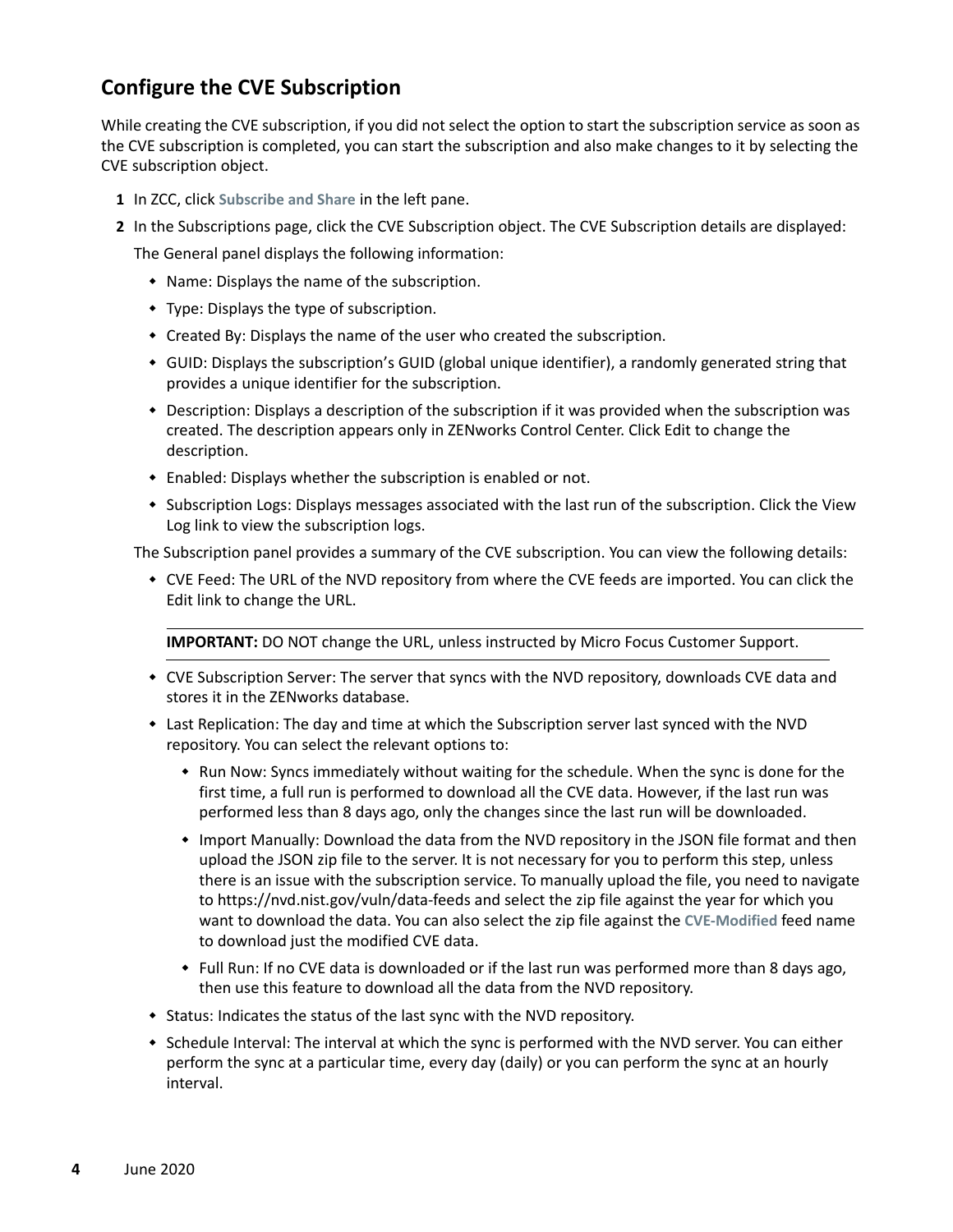## Configure the CVE Subscription

While creating the CVE subscription, if you did not select the option to start the subscription service as soon as the CVE subscription is completed, you can start the subscription and also make changes to it by selecting the CVE subscription object.

1. In ZCC, click **Subscribe and Share** in the left pane.
2. In the Subscriptions page, click the CVE Subscription object. The CVE Subscription details are displayed:

   The General panel displays the following information:

   - Name: Displays the name of the subscription.
   - Type: Displays the type of subscription.
   - Created By: Displays the name of the user who created the subscription.
   - GUID: Displays the subscription's GUID (global unique identifier), a randomly generated string that provides a unique identifier for the subscription.
   - Description: Displays a description of the subscription if it was provided when the subscription was created. The description appears only in ZENworks Control Center. Click Edit to change the description.
   - Enabled: Displays whether the subscription is enabled or not.
   - Subscription Logs: Displays messages associated with the last run of the subscription. Click the View Log link to view the subscription logs.

   The Subscription panel provides a summary of the CVE subscription. You can view the following details:

   - CVE Feed: The URL of the NVD repository from where the CVE feeds are imported. You can click the Edit link to change the URL.

     **IMPORTANT:** DO NOT change the URL, unless instructed by Micro Focus Customer Support.

   - CVE Subscription Server: The server that syncs with the NVD repository, downloads CVE data and stores it in the ZENworks database.
   - Last Replication: The day and time at which the Subscription server last synced with the NVD repository. You can select the relevant options to:
     - Run Now: Syncs immediately without waiting for the schedule. When the sync is done for the first time, a full run is performed to download all the CVE data. However, if the last run was performed less than 8 days ago, only the changes since the last run will be downloaded.
     - Import Manually: Download the data from the NVD repository in the JSON file format and then upload the JSON zip file to the server. It is not necessary for you to perform this step, unless there is an issue with the subscription service. To manually upload the file, you need to navigate to https://nvd.nist.gov/vuln/data-feeds and select the zip file against the year for which you want to download the data. You can also select the zip file against the **CVE-Modified** feed name to download just the modified CVE data.
     - Full Run: If no CVE data is downloaded or if the last run was performed more than 8 days ago, then use this feature to download all the data from the NVD repository.
   - Status: Indicates the status of the last sync with the NVD repository.
   - Schedule Interval: The interval at which the sync is performed with the NVD server. You can either perform the sync at a particular time, every day (daily) or you can perform the sync at an hourly interval.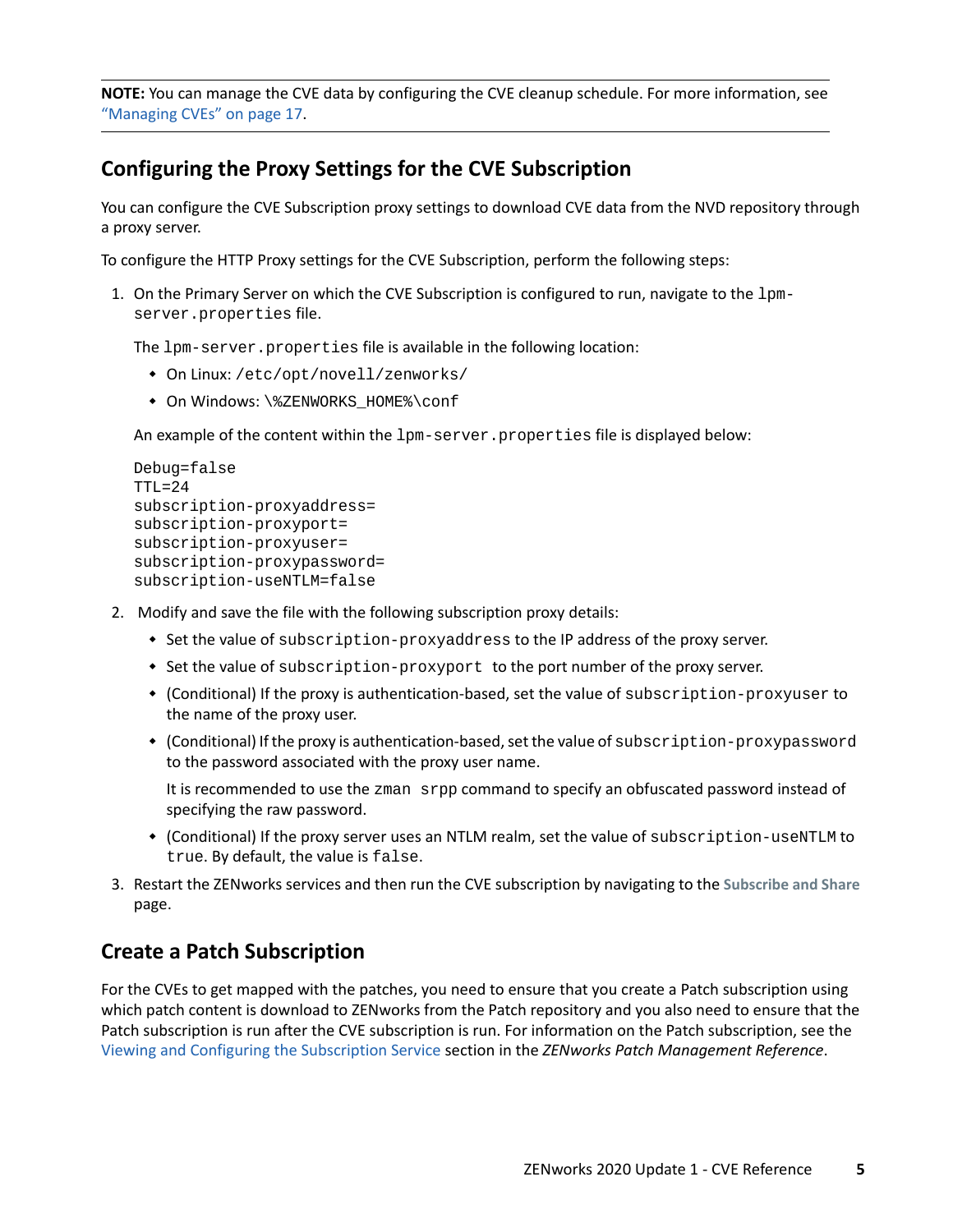**NOTE:** You can manage the CVE data by configuring the CVE cleanup schedule. For more information, see "Managing CVEs" on page 17.

## Configuring the Proxy Settings for the CVE Subscription

You can configure the CVE Subscription proxy settings to download CVE data from the NVD repository through a proxy server.

To configure the HTTP Proxy settings for the CVE Subscription, perform the following steps:

1. On the Primary Server on which the CVE Subscription is configured to run, navigate to the `lpm-server.properties` file.

   The `lpm-server.properties` file is available in the following location:

   - On Linux: `/etc/opt/novell/zenworks/`
   - On Windows: `\%ZENWORKS_HOME%\conf`

   An example of the content within the `lpm-server.properties` file is displayed below:

   ```
   Debug=false
   TTL=24
   subscription-proxyaddress=
   subscription-proxyport=
   subscription-proxyuser=
   subscription-proxypassword=
   subscription-useNTLM=false
   ```

2. Modify and save the file with the following subscription proxy details:

   - Set the value of `subscription-proxyaddress` to the IP address of the proxy server.
   - Set the value of `subscription-proxyport` to the port number of the proxy server.
   - (Conditional) If the proxy is authentication-based, set the value of `subscription-proxyuser` to the name of the proxy user.
   - (Conditional) If the proxy is authentication-based, set the value of `subscription-proxypassword` to the password associated with the proxy user name.

     It is recommended to use the `zman srpp` command to specify an obfuscated password instead of specifying the raw password.

   - (Conditional) If the proxy server uses an NTLM realm, set the value of `subscription-useNTLM` to `true`. By default, the value is `false`.

3. Restart the ZENworks services and then run the CVE subscription by navigating to the **Subscribe and Share** page.

## Create a Patch Subscription

For the CVEs to get mapped with the patches, you need to ensure that you create a Patch subscription using which patch content is download to ZENworks from the Patch repository and you also need to ensure that the Patch subscription is run after the CVE subscription is run. For information on the Patch subscription, see the Viewing and Configuring the Subscription Service section in the *ZENworks Patch Management Reference*.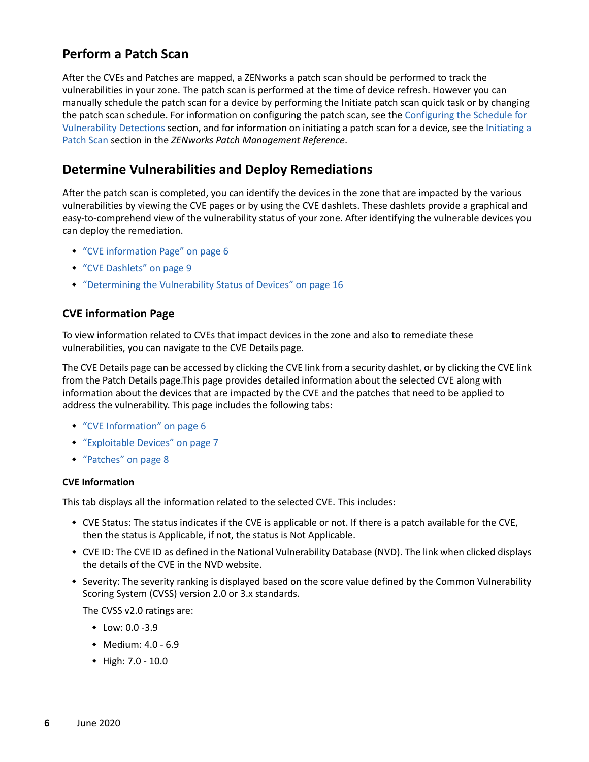## Perform a Patch Scan

After the CVEs and Patches are mapped, a ZENworks a patch scan should be performed to track the vulnerabilities in your zone. The patch scan is performed at the time of device refresh. However you can manually schedule the patch scan for a device by performing the Initiate patch scan quick task or by changing the patch scan schedule. For information on configuring the patch scan, see the Configuring the Schedule for Vulnerability Detections section, and for information on initiating a patch scan for a device, see the Initiating a Patch Scan section in the *ZENworks Patch Management Reference*.

## Determine Vulnerabilities and Deploy Remediations

After the patch scan is completed, you can identify the devices in the zone that are impacted by the various vulnerabilities by viewing the CVE pages or by using the CVE dashlets. These dashlets provide a graphical and easy-to-comprehend view of the vulnerability status of your zone. After identifying the vulnerable devices you can deploy the remediation.

- "CVE information Page" on page 6
- "CVE Dashlets" on page 9
- "Determining the Vulnerability Status of Devices" on page 16

### CVE information Page

To view information related to CVEs that impact devices in the zone and also to remediate these vulnerabilities, you can navigate to the CVE Details page.

The CVE Details page can be accessed by clicking the CVE link from a security dashlet, or by clicking the CVE link from the Patch Details page.This page provides detailed information about the selected CVE along with information about the devices that are impacted by the CVE and the patches that need to be applied to address the vulnerability. This page includes the following tabs:

- "CVE Information" on page 6
- "Exploitable Devices" on page 7
- "Patches" on page 8

#### CVE Information

This tab displays all the information related to the selected CVE. This includes:

- CVE Status: The status indicates if the CVE is applicable or not. If there is a patch available for the CVE, then the status is Applicable, if not, the status is Not Applicable.
- CVE ID: The CVE ID as defined in the National Vulnerability Database (NVD). The link when clicked displays the details of the CVE in the NVD website.
- Severity: The severity ranking is displayed based on the score value defined by the Common Vulnerability Scoring System (CVSS) version 2.0 or 3.x standards.

  The CVSS v2.0 ratings are:

  - Low: 0.0 -3.9
  - Medium: 4.0 - 6.9
  - High: 7.0 - 10.0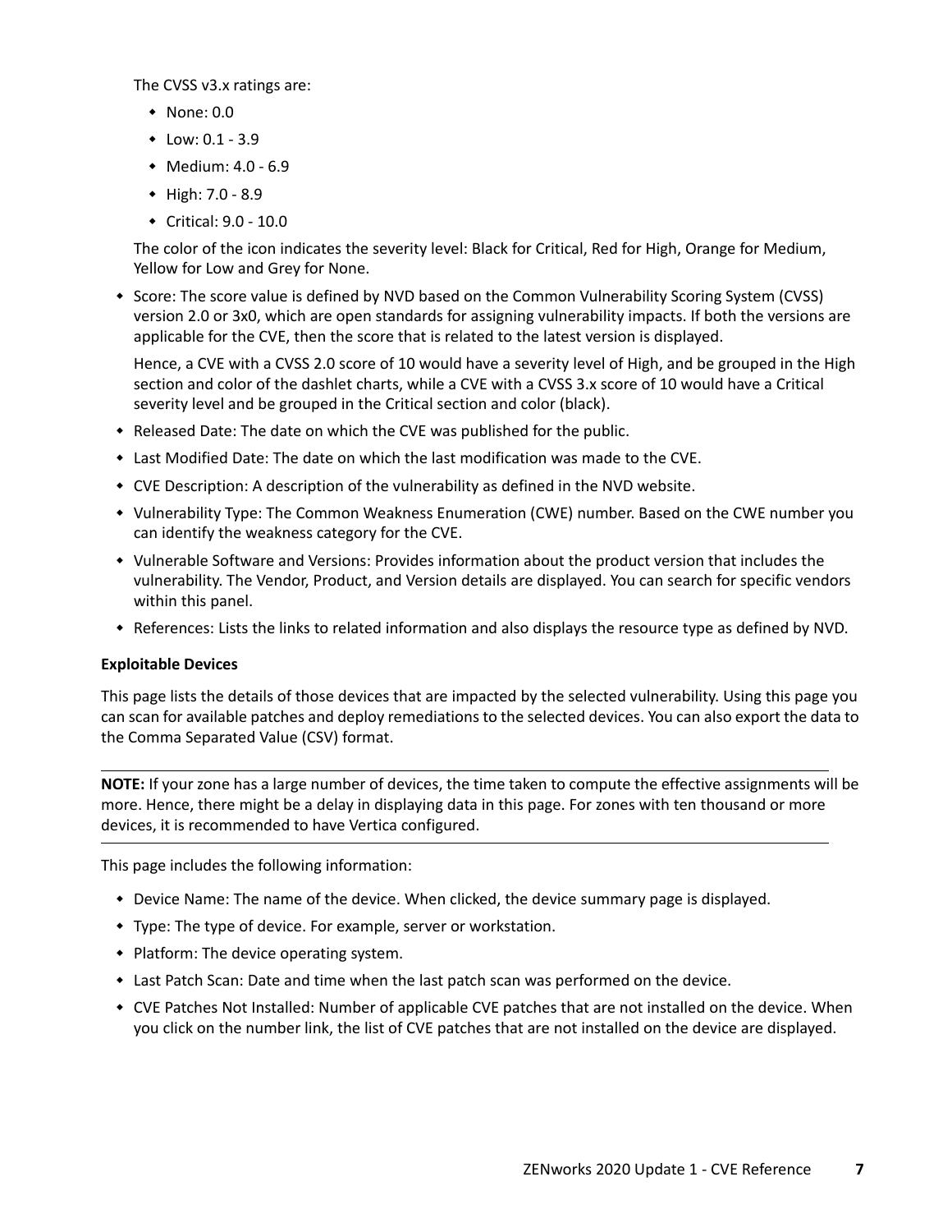The CVSS v3.x ratings are:

- None: 0.0
- Low: 0.1 - 3.9
- Medium: 4.0 - 6.9
- High: 7.0 - 8.9
- Critical: 9.0 - 10.0

The color of the icon indicates the severity level: Black for Critical, Red for High, Orange for Medium, Yellow for Low and Grey for None.

- Score: The score value is defined by NVD based on the Common Vulnerability Scoring System (CVSS) version 2.0 or 3x0, which are open standards for assigning vulnerability impacts. If both the versions are applicable for the CVE, then the score that is related to the latest version is displayed.

  Hence, a CVE with a CVSS 2.0 score of 10 would have a severity level of High, and be grouped in the High section and color of the dashlet charts, while a CVE with a CVSS 3.x score of 10 would have a Critical severity level and be grouped in the Critical section and color (black).

- Released Date: The date on which the CVE was published for the public.
- Last Modified Date: The date on which the last modification was made to the CVE.
- CVE Description: A description of the vulnerability as defined in the NVD website.
- Vulnerability Type: The Common Weakness Enumeration (CWE) number. Based on the CWE number you can identify the weakness category for the CVE.
- Vulnerable Software and Versions: Provides information about the product version that includes the vulnerability. The Vendor, Product, and Version details are displayed. You can search for specific vendors within this panel.
- References: Lists the links to related information and also displays the resource type as defined by NVD.

**Exploitable Devices**

This page lists the details of those devices that are impacted by the selected vulnerability. Using this page you can scan for available patches and deploy remediations to the selected devices. You can also export the data to the Comma Separated Value (CSV) format.

---

**NOTE:** If your zone has a large number of devices, the time taken to compute the effective assignments will be more. Hence, there might be a delay in displaying data in this page. For zones with ten thousand or more devices, it is recommended to have Vertica configured.

---

This page includes the following information:

- Device Name: The name of the device. When clicked, the device summary page is displayed.
- Type: The type of device. For example, server or workstation.
- Platform: The device operating system.
- Last Patch Scan: Date and time when the last patch scan was performed on the device.
- CVE Patches Not Installed: Number of applicable CVE patches that are not installed on the device. When you click on the number link, the list of CVE patches that are not installed on the device are displayed.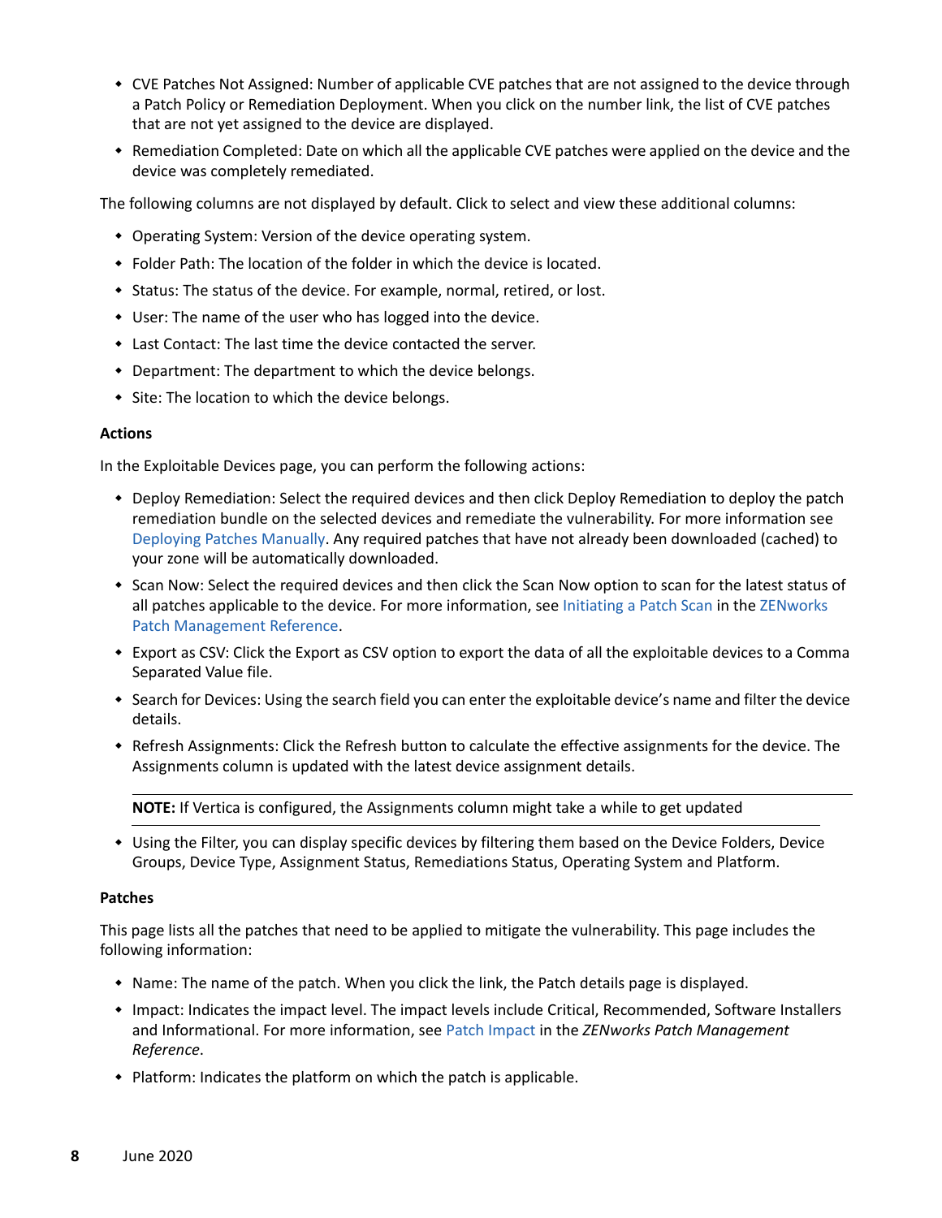- CVE Patches Not Assigned: Number of applicable CVE patches that are not assigned to the device through a Patch Policy or Remediation Deployment. When you click on the number link, the list of CVE patches that are not yet assigned to the device are displayed.
- Remediation Completed: Date on which all the applicable CVE patches were applied on the device and the device was completely remediated.

The following columns are not displayed by default. Click to select and view these additional columns:

- Operating System: Version of the device operating system.
- Folder Path: The location of the folder in which the device is located.
- Status: The status of the device. For example, normal, retired, or lost.
- User: The name of the user who has logged into the device.
- Last Contact: The last time the device contacted the server.
- Department: The department to which the device belongs.
- Site: The location to which the device belongs.

**Actions**

In the Exploitable Devices page, you can perform the following actions:

- Deploy Remediation: Select the required devices and then click Deploy Remediation to deploy the patch remediation bundle on the selected devices and remediate the vulnerability. For more information see Deploying Patches Manually. Any required patches that have not already been downloaded (cached) to your zone will be automatically downloaded.
- Scan Now: Select the required devices and then click the Scan Now option to scan for the latest status of all patches applicable to the device. For more information, see Initiating a Patch Scan in the ZENworks Patch Management Reference.
- Export as CSV: Click the Export as CSV option to export the data of all the exploitable devices to a Comma Separated Value file.
- Search for Devices: Using the search field you can enter the exploitable device's name and filter the device details.
- Refresh Assignments: Click the Refresh button to calculate the effective assignments for the device. The Assignments column is updated with the latest device assignment details.

  **NOTE:** If Vertica is configured, the Assignments column might take a while to get updated

- Using the Filter, you can display specific devices by filtering them based on the Device Folders, Device Groups, Device Type, Assignment Status, Remediations Status, Operating System and Platform.

**Patches**

This page lists all the patches that need to be applied to mitigate the vulnerability. This page includes the following information:

- Name: The name of the patch. When you click the link, the Patch details page is displayed.
- Impact: Indicates the impact level. The impact levels include Critical, Recommended, Software Installers and Informational. For more information, see Patch Impact in the *ZENworks Patch Management Reference*.
- Platform: Indicates the platform on which the patch is applicable.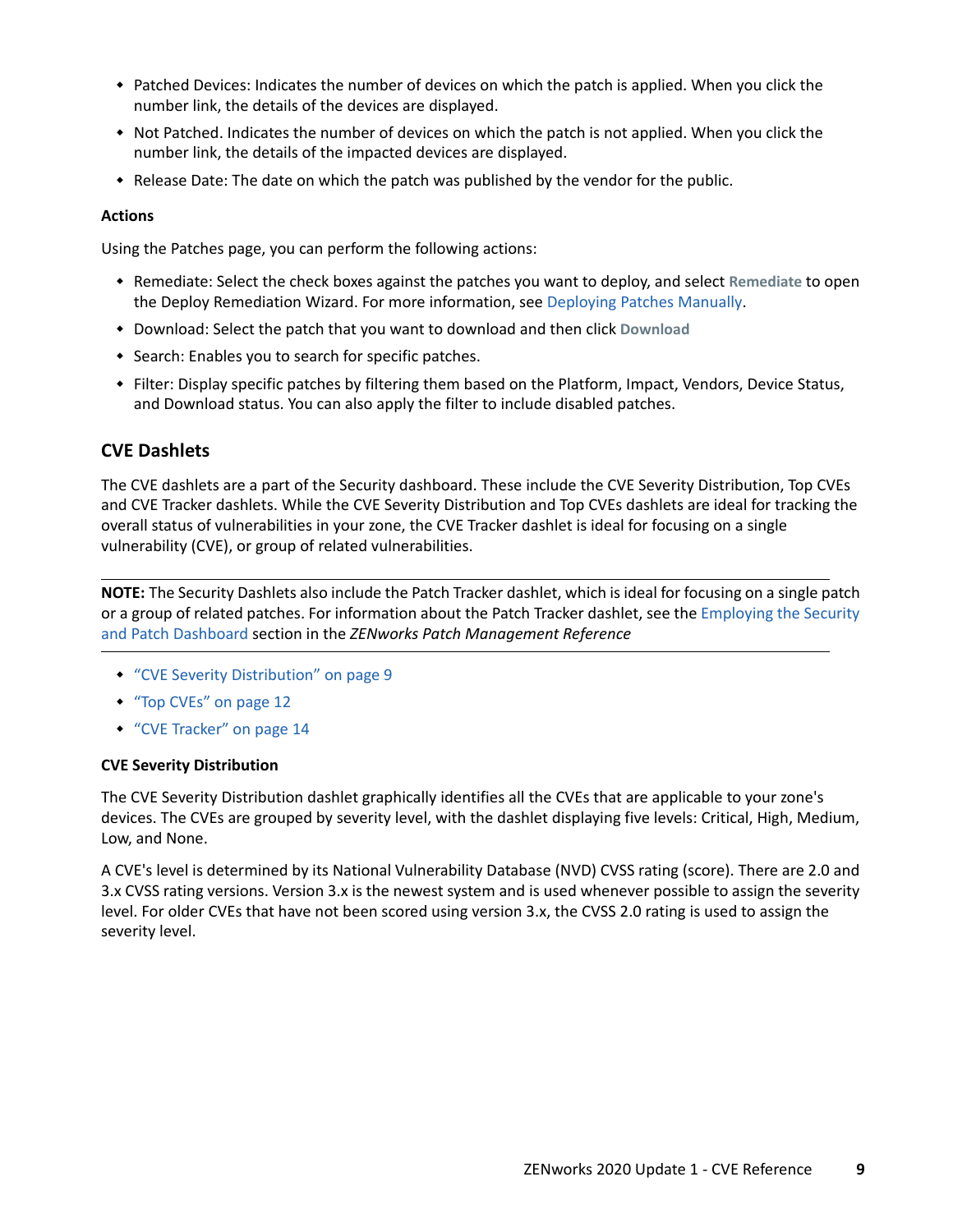- Patched Devices: Indicates the number of devices on which the patch is applied. When you click the number link, the details of the devices are displayed.
- Not Patched. Indicates the number of devices on which the patch is not applied. When you click the number link, the details of the impacted devices are displayed.
- Release Date: The date on which the patch was published by the vendor for the public.

#### Actions

Using the Patches page, you can perform the following actions:

- Remediate: Select the check boxes against the patches you want to deploy, and select **Remediate** to open the Deploy Remediation Wizard. For more information, see Deploying Patches Manually.
- Download: Select the patch that you want to download and then click **Download**
- Search: Enables you to search for specific patches.
- Filter: Display specific patches by filtering them based on the Platform, Impact, Vendors, Device Status, and Download status. You can also apply the filter to include disabled patches.

## CVE Dashlets

The CVE dashlets are a part of the Security dashboard. These include the CVE Severity Distribution, Top CVEs and CVE Tracker dashlets. While the CVE Severity Distribution and Top CVEs dashlets are ideal for tracking the overall status of vulnerabilities in your zone, the CVE Tracker dashlet is ideal for focusing on a single vulnerability (CVE), or group of related vulnerabilities.

---

**NOTE:** The Security Dashlets also include the Patch Tracker dashlet, which is ideal for focusing on a single patch or a group of related patches. For information about the Patch Tracker dashlet, see the Employing the Security and Patch Dashboard section in the *ZENworks Patch Management Reference*

---

- "CVE Severity Distribution" on page 9
- "Top CVEs" on page 12
- "CVE Tracker" on page 14

#### CVE Severity Distribution

The CVE Severity Distribution dashlet graphically identifies all the CVEs that are applicable to your zone's devices. The CVEs are grouped by severity level, with the dashlet displaying five levels: Critical, High, Medium, Low, and None.

A CVE's level is determined by its National Vulnerability Database (NVD) CVSS rating (score). There are 2.0 and 3.x CVSS rating versions. Version 3.x is the newest system and is used whenever possible to assign the severity level. For older CVEs that have not been scored using version 3.x, the CVSS 2.0 rating is used to assign the severity level.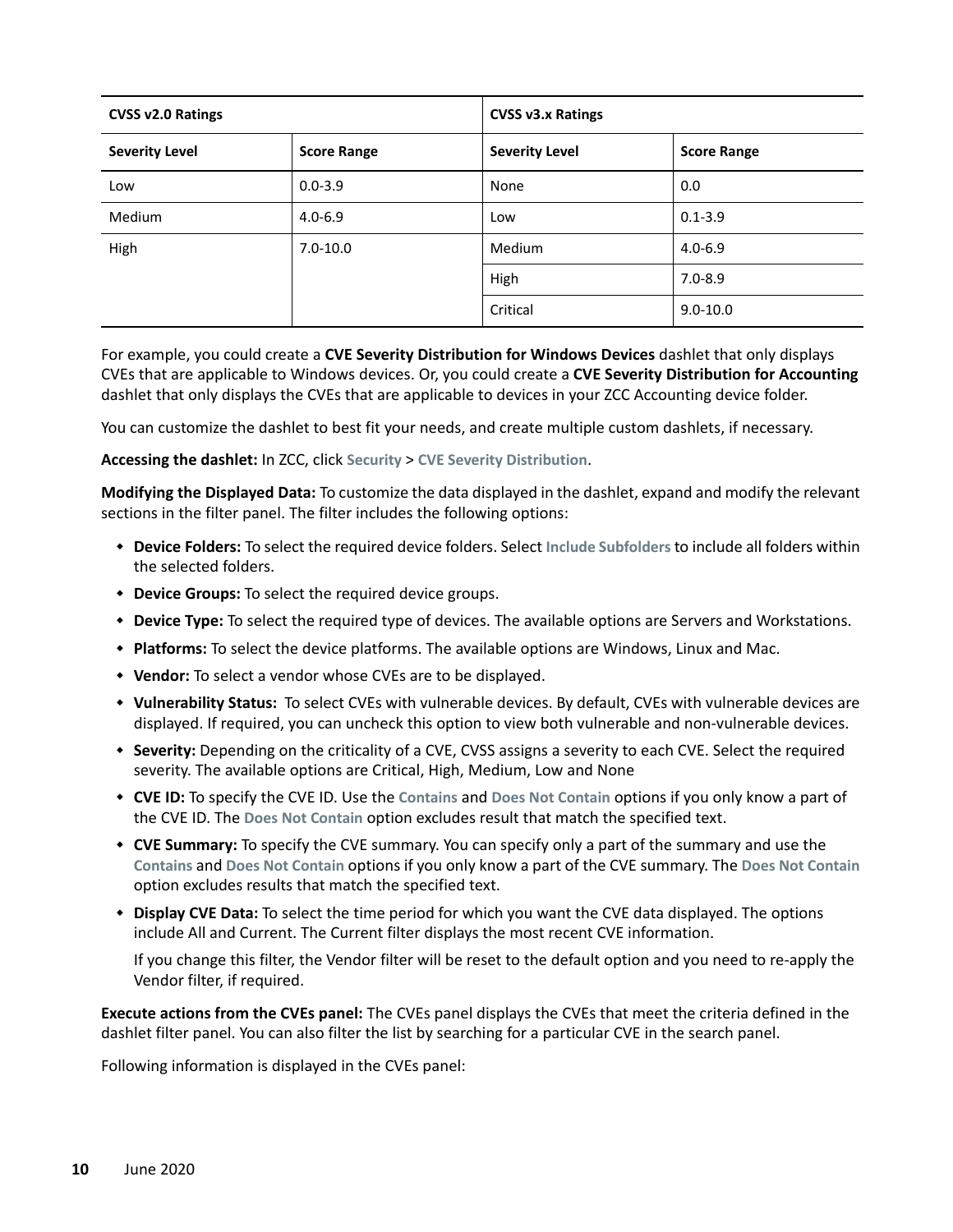| CVSS v2.0 Ratings | | CVSS v3.x Ratings | |
|---|---|---|---|
| **Severity Level** | **Score Range** | **Severity Level** | **Score Range** |
| Low | 0.0-3.9 | None | 0.0 |
| Medium | 4.0-6.9 | Low | 0.1-3.9 |
| High | 7.0-10.0 | Medium | 4.0-6.9 |
| | | High | 7.0-8.9 |
| | | Critical | 9.0-10.0 |

For example, you could create a **CVE Severity Distribution for Windows Devices** dashlet that only displays CVEs that are applicable to Windows devices. Or, you could create a **CVE Severity Distribution for Accounting** dashlet that only displays the CVEs that are applicable to devices in your ZCC Accounting device folder.

You can customize the dashlet to best fit your needs, and create multiple custom dashlets, if necessary.

**Accessing the dashlet:** In ZCC, click **Security** > **CVE Severity Distribution**.

**Modifying the Displayed Data:** To customize the data displayed in the dashlet, expand and modify the relevant sections in the filter panel. The filter includes the following options:

- **Device Folders:** To select the required device folders. Select **Include Subfolders** to include all folders within the selected folders.
- **Device Groups:** To select the required device groups.
- **Device Type:** To select the required type of devices. The available options are Servers and Workstations.
- **Platforms:** To select the device platforms. The available options are Windows, Linux and Mac.
- **Vendor:** To select a vendor whose CVEs are to be displayed.
- **Vulnerability Status:** To select CVEs with vulnerable devices. By default, CVEs with vulnerable devices are displayed. If required, you can uncheck this option to view both vulnerable and non-vulnerable devices.
- **Severity:** Depending on the criticality of a CVE, CVSS assigns a severity to each CVE. Select the required severity. The available options are Critical, High, Medium, Low and None
- **CVE ID:** To specify the CVE ID. Use the **Contains** and **Does Not Contain** options if you only know a part of the CVE ID. The **Does Not Contain** option excludes result that match the specified text.
- **CVE Summary:** To specify the CVE summary. You can specify only a part of the summary and use the **Contains** and **Does Not Contain** options if you only know a part of the CVE summary. The **Does Not Contain** option excludes results that match the specified text.
- **Display CVE Data:** To select the time period for which you want the CVE data displayed. The options include All and Current. The Current filter displays the most recent CVE information.

  If you change this filter, the Vendor filter will be reset to the default option and you need to re-apply the Vendor filter, if required.

**Execute actions from the CVEs panel:** The CVEs panel displays the CVEs that meet the criteria defined in the dashlet filter panel. You can also filter the list by searching for a particular CVE in the search panel.

Following information is displayed in the CVEs panel: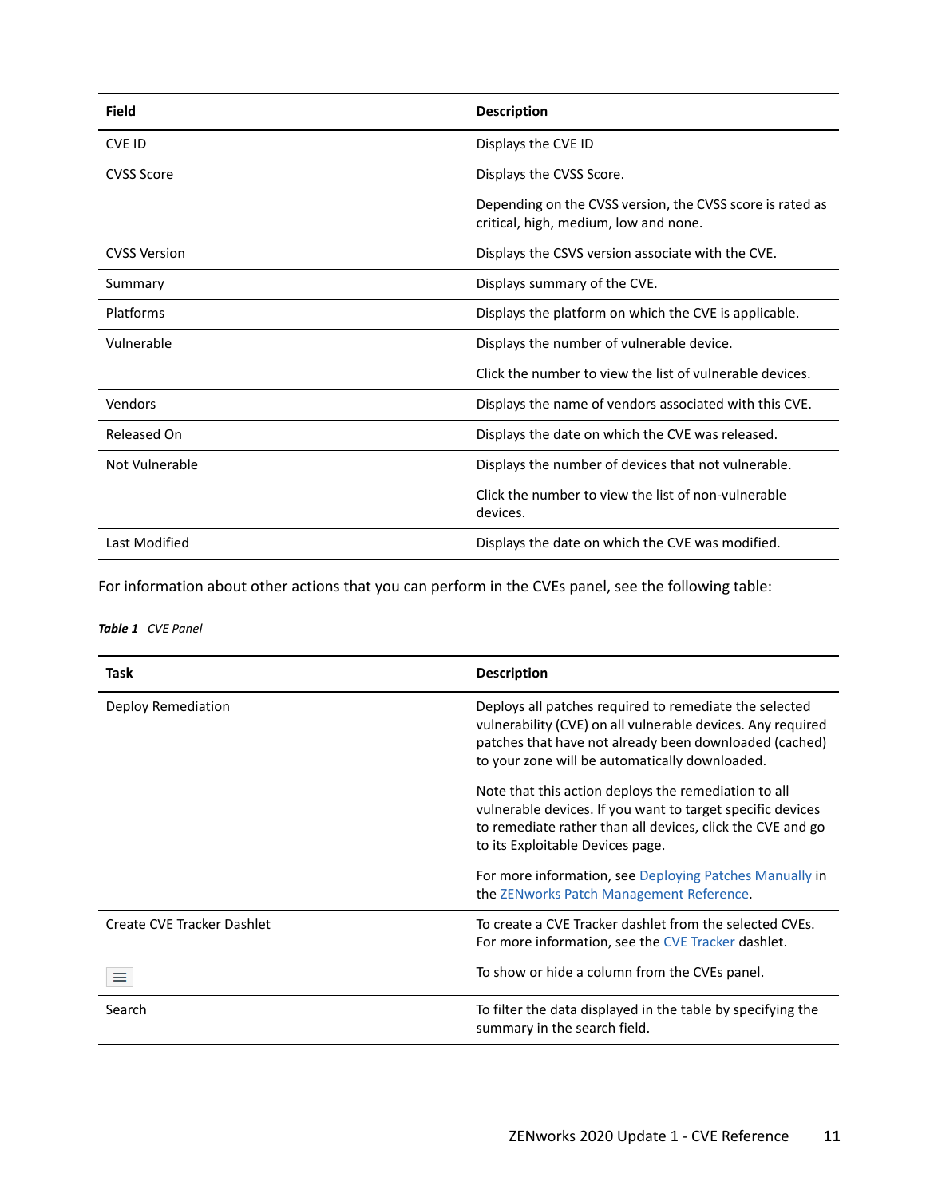| Field | Description |
|---|---|
| CVE ID | Displays the CVE ID |
| CVSS Score | Displays the CVSS Score.<br><br>Depending on the CVSS version, the CVSS score is rated as critical, high, medium, low and none. |
| CVSS Version | Displays the CSVS version associate with the CVE. |
| Summary | Displays summary of the CVE. |
| Platforms | Displays the platform on which the CVE is applicable. |
| Vulnerable | Displays the number of vulnerable device.<br><br>Click the number to view the list of vulnerable devices. |
| Vendors | Displays the name of vendors associated with this CVE. |
| Released On | Displays the date on which the CVE was released. |
| Not Vulnerable | Displays the number of devices that not vulnerable.<br><br>Click the number to view the list of non-vulnerable devices. |
| Last Modified | Displays the date on which the CVE was modified. |

For information about other actions that you can perform in the CVEs panel, see the following table:

***Table 1*** *CVE Panel*

| Task | Description |
|---|---|
| Deploy Remediation | Deploys all patches required to remediate the selected vulnerability (CVE) on all vulnerable devices. Any required patches that have not already been downloaded (cached) to your zone will be automatically downloaded.<br><br>Note that this action deploys the remediation to all vulnerable devices. If you want to target specific devices to remediate rather than all devices, click the CVE and go to its Exploitable Devices page.<br><br>For more information, see Deploying Patches Manually in the ZENworks Patch Management Reference. |
| Create CVE Tracker Dashlet | To create a CVE Tracker dashlet from the selected CVEs. For more information, see the CVE Tracker dashlet. |
| ☰ | To show or hide a column from the CVEs panel. |
| Search | To filter the data displayed in the table by specifying the summary in the search field. |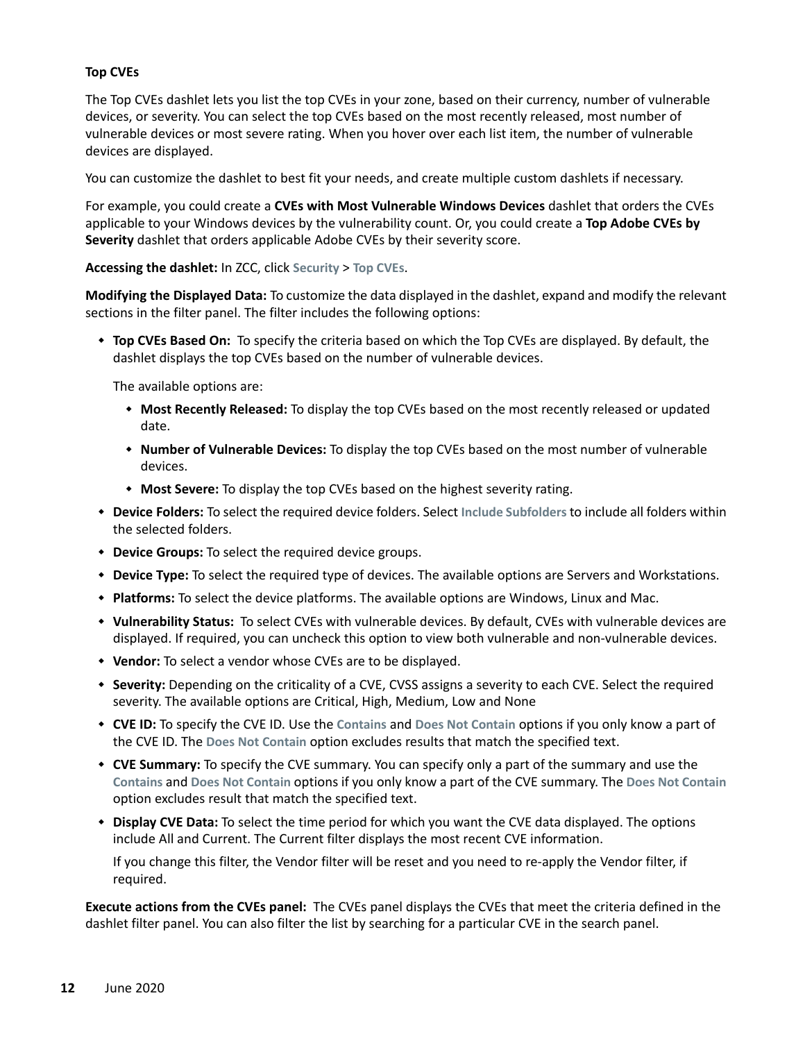### Top CVEs

The Top CVEs dashlet lets you list the top CVEs in your zone, based on their currency, number of vulnerable devices, or severity. You can select the top CVEs based on the most recently released, most number of vulnerable devices or most severe rating. When you hover over each list item, the number of vulnerable devices are displayed.

You can customize the dashlet to best fit your needs, and create multiple custom dashlets if necessary.

For example, you could create a **CVEs with Most Vulnerable Windows Devices** dashlet that orders the CVEs applicable to your Windows devices by the vulnerability count. Or, you could create a **Top Adobe CVEs by Severity** dashlet that orders applicable Adobe CVEs by their severity score.

**Accessing the dashlet:** In ZCC, click **Security** > **Top CVEs**.

**Modifying the Displayed Data:** To customize the data displayed in the dashlet, expand and modify the relevant sections in the filter panel. The filter includes the following options:

- **Top CVEs Based On:** To specify the criteria based on which the Top CVEs are displayed. By default, the dashlet displays the top CVEs based on the number of vulnerable devices.

  The available options are:

  - **Most Recently Released:** To display the top CVEs based on the most recently released or updated date.
  - **Number of Vulnerable Devices:** To display the top CVEs based on the most number of vulnerable devices.
  - **Most Severe:** To display the top CVEs based on the highest severity rating.
- **Device Folders:** To select the required device folders. Select **Include Subfolders** to include all folders within the selected folders.
- **Device Groups:** To select the required device groups.
- **Device Type:** To select the required type of devices. The available options are Servers and Workstations.
- **Platforms:** To select the device platforms. The available options are Windows, Linux and Mac.
- **Vulnerability Status:** To select CVEs with vulnerable devices. By default, CVEs with vulnerable devices are displayed. If required, you can uncheck this option to view both vulnerable and non-vulnerable devices.
- **Vendor:** To select a vendor whose CVEs are to be displayed.
- **Severity:** Depending on the criticality of a CVE, CVSS assigns a severity to each CVE. Select the required severity. The available options are Critical, High, Medium, Low and None
- **CVE ID:** To specify the CVE ID. Use the **Contains** and **Does Not Contain** options if you only know a part of the CVE ID. The **Does Not Contain** option excludes results that match the specified text.
- **CVE Summary:** To specify the CVE summary. You can specify only a part of the summary and use the **Contains** and **Does Not Contain** options if you only know a part of the CVE summary. The **Does Not Contain** option excludes result that match the specified text.
- **Display CVE Data:** To select the time period for which you want the CVE data displayed. The options include All and Current. The Current filter displays the most recent CVE information.

  If you change this filter, the Vendor filter will be reset and you need to re-apply the Vendor filter, if required.

**Execute actions from the CVEs panel:** The CVEs panel displays the CVEs that meet the criteria defined in the dashlet filter panel. You can also filter the list by searching for a particular CVE in the search panel.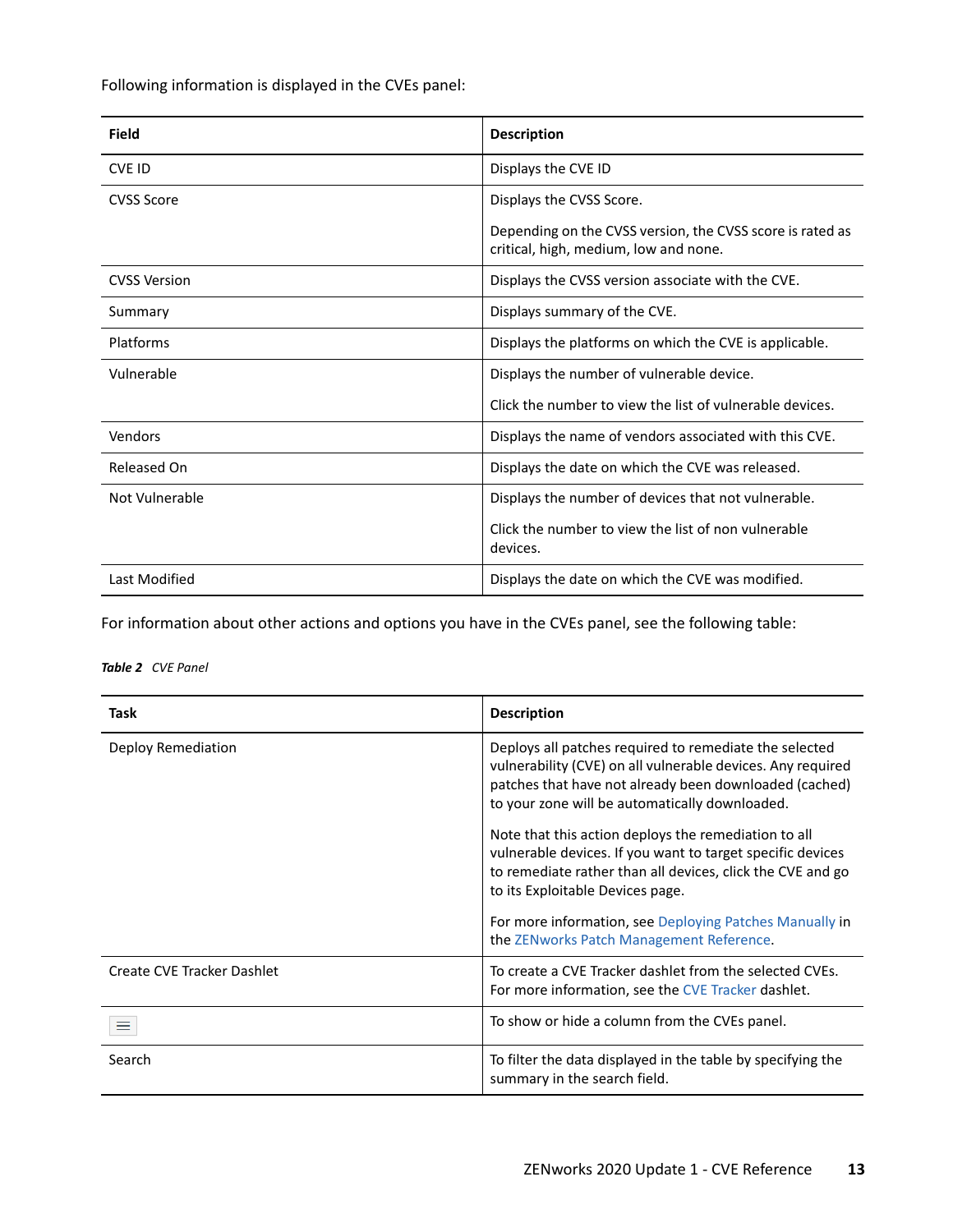Following information is displayed in the CVEs panel:

| Field | Description |
| --- | --- |
| CVE ID | Displays the CVE ID |
| CVSS Score | Displays the CVSS Score.<br><br>Depending on the CVSS version, the CVSS score is rated as critical, high, medium, low and none. |
| CVSS Version | Displays the CVSS version associate with the CVE. |
| Summary | Displays summary of the CVE. |
| Platforms | Displays the platforms on which the CVE is applicable. |
| Vulnerable | Displays the number of vulnerable device.<br><br>Click the number to view the list of vulnerable devices. |
| Vendors | Displays the name of vendors associated with this CVE. |
| Released On | Displays the date on which the CVE was released. |
| Not Vulnerable | Displays the number of devices that not vulnerable.<br><br>Click the number to view the list of non vulnerable devices. |
| Last Modified | Displays the date on which the CVE was modified. |

For information about other actions and options you have in the CVEs panel, see the following table:

***Table 2*** *CVE Panel*

| Task | Description |
| --- | --- |
| Deploy Remediation | Deploys all patches required to remediate the selected vulnerability (CVE) on all vulnerable devices. Any required patches that have not already been downloaded (cached) to your zone will be automatically downloaded.<br><br>Note that this action deploys the remediation to all vulnerable devices. If you want to target specific devices to remediate rather than all devices, click the CVE and go to its Exploitable Devices page.<br><br>For more information, see Deploying Patches Manually in the ZENworks Patch Management Reference. |
| Create CVE Tracker Dashlet | To create a CVE Tracker dashlet from the selected CVEs. For more information, see the CVE Tracker dashlet. |
| ☰ | To show or hide a column from the CVEs panel. |
| Search | To filter the data displayed in the table by specifying the summary in the search field. |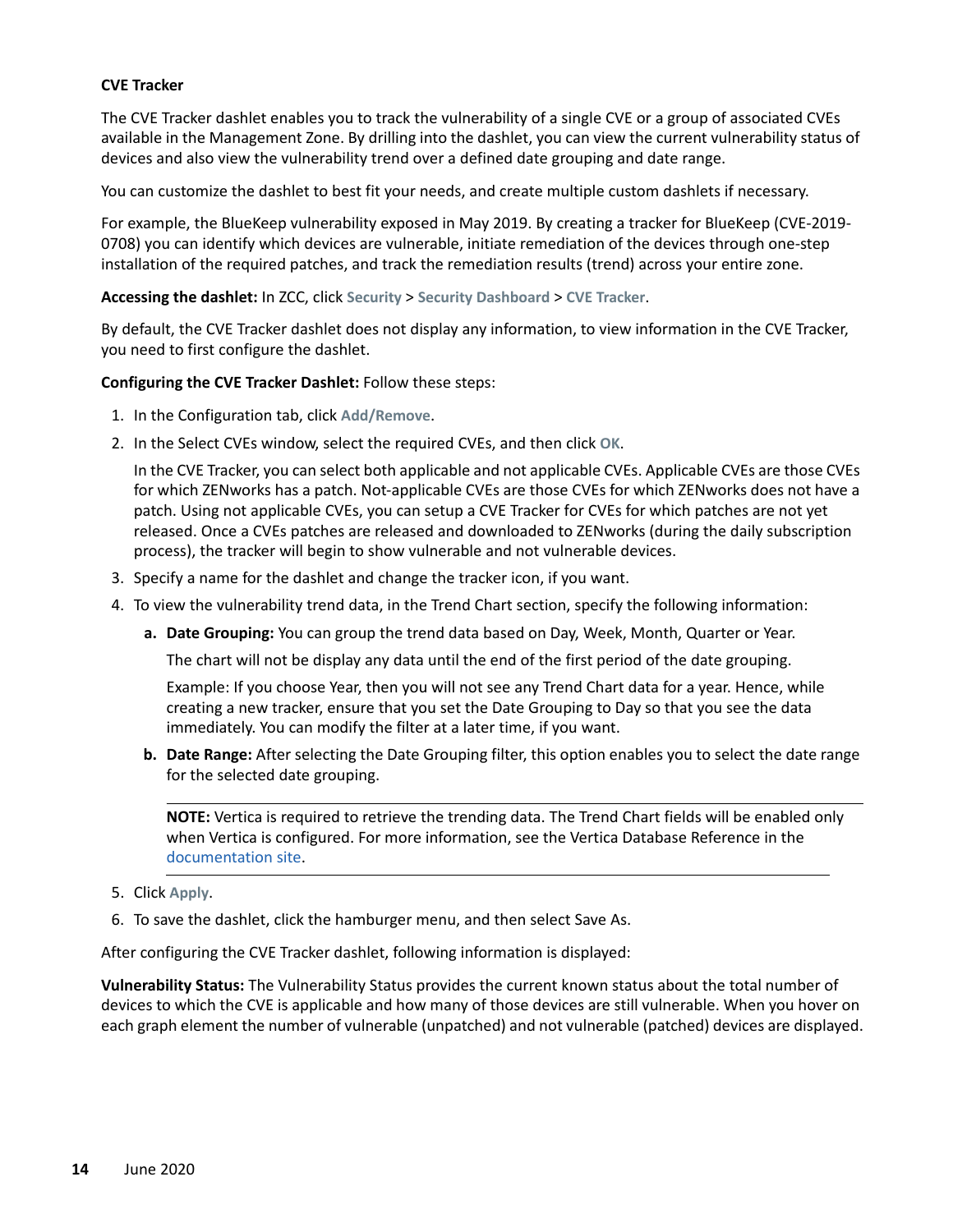**CVE Tracker**

The CVE Tracker dashlet enables you to track the vulnerability of a single CVE or a group of associated CVEs available in the Management Zone. By drilling into the dashlet, you can view the current vulnerability status of devices and also view the vulnerability trend over a defined date grouping and date range.

You can customize the dashlet to best fit your needs, and create multiple custom dashlets if necessary.

For example, the BlueKeep vulnerability exposed in May 2019. By creating a tracker for BlueKeep (CVE-2019-0708) you can identify which devices are vulnerable, initiate remediation of the devices through one-step installation of the required patches, and track the remediation results (trend) across your entire zone.

**Accessing the dashlet:** In ZCC, click **Security** > **Security Dashboard** > **CVE Tracker**.

By default, the CVE Tracker dashlet does not display any information, to view information in the CVE Tracker, you need to first configure the dashlet.

**Configuring the CVE Tracker Dashlet:** Follow these steps:

1. In the Configuration tab, click **Add/Remove**.
2. In the Select CVEs window, select the required CVEs, and then click **OK**.

   In the CVE Tracker, you can select both applicable and not applicable CVEs. Applicable CVEs are those CVEs for which ZENworks has a patch. Not-applicable CVEs are those CVEs for which ZENworks does not have a patch. Using not applicable CVEs, you can setup a CVE Tracker for CVEs for which patches are not yet released. Once a CVEs patches are released and downloaded to ZENworks (during the daily subscription process), the tracker will begin to show vulnerable and not vulnerable devices.
3. Specify a name for the dashlet and change the tracker icon, if you want.
4. To view the vulnerability trend data, in the Trend Chart section, specify the following information:
   1. **Date Grouping:** You can group the trend data based on Day, Week, Month, Quarter or Year.

      The chart will not be display any data until the end of the first period of the date grouping.

      Example: If you choose Year, then you will not see any Trend Chart data for a year. Hence, while creating a new tracker, ensure that you set the Date Grouping to Day so that you see the data immediately. You can modify the filter at a later time, if you want.
   2. **Date Range:** After selecting the Date Grouping filter, this option enables you to select the date range for the selected date grouping.

   ---

   **NOTE:** Vertica is required to retrieve the trending data. The Trend Chart fields will be enabled only when Vertica is configured. For more information, see the Vertica Database Reference in the documentation site.

   ---
5. Click **Apply**.
6. To save the dashlet, click the hamburger menu, and then select Save As.

After configuring the CVE Tracker dashlet, following information is displayed:

**Vulnerability Status:** The Vulnerability Status provides the current known status about the total number of devices to which the CVE is applicable and how many of those devices are still vulnerable. When you hover on each graph element the number of vulnerable (unpatched) and not vulnerable (patched) devices are displayed.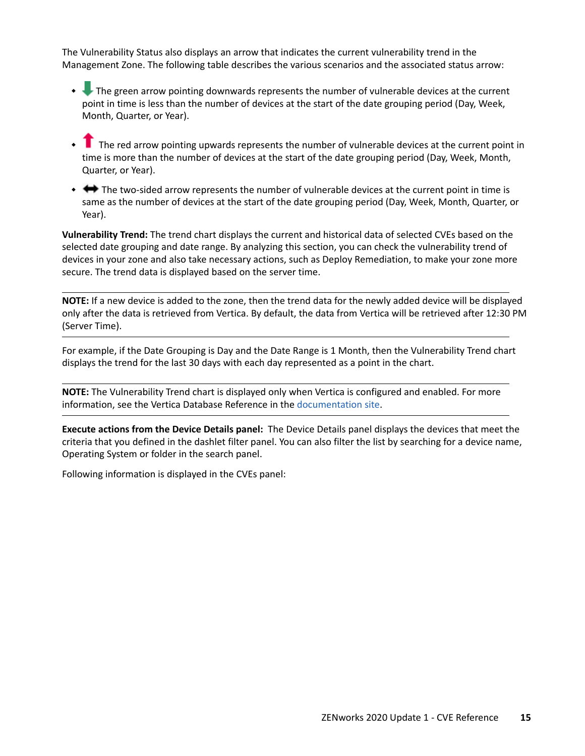The Vulnerability Status also displays an arrow that indicates the current vulnerability trend in the Management Zone. The following table describes the various scenarios and the associated status arrow:

- The green arrow pointing downwards represents the number of vulnerable devices at the current point in time is less than the number of devices at the start of the date grouping period (Day, Week, Month, Quarter, or Year).
- The red arrow pointing upwards represents the number of vulnerable devices at the current point in time is more than the number of devices at the start of the date grouping period (Day, Week, Month, Quarter, or Year).
- The two-sided arrow represents the number of vulnerable devices at the current point in time is same as the number of devices at the start of the date grouping period (Day, Week, Month, Quarter, or Year).

**Vulnerability Trend:** The trend chart displays the current and historical data of selected CVEs based on the selected date grouping and date range. By analyzing this section, you can check the vulnerability trend of devices in your zone and also take necessary actions, such as Deploy Remediation, to make your zone more secure. The trend data is displayed based on the server time.

---

**NOTE:** If a new device is added to the zone, then the trend data for the newly added device will be displayed only after the data is retrieved from Vertica. By default, the data from Vertica will be retrieved after 12:30 PM (Server Time).

---

For example, if the Date Grouping is Day and the Date Range is 1 Month, then the Vulnerability Trend chart displays the trend for the last 30 days with each day represented as a point in the chart.

---

**NOTE:** The Vulnerability Trend chart is displayed only when Vertica is configured and enabled. For more information, see the Vertica Database Reference in the documentation site.

---

**Execute actions from the Device Details panel:** The Device Details panel displays the devices that meet the criteria that you defined in the dashlet filter panel. You can also filter the list by searching for a device name, Operating System or folder in the search panel.

Following information is displayed in the CVEs panel: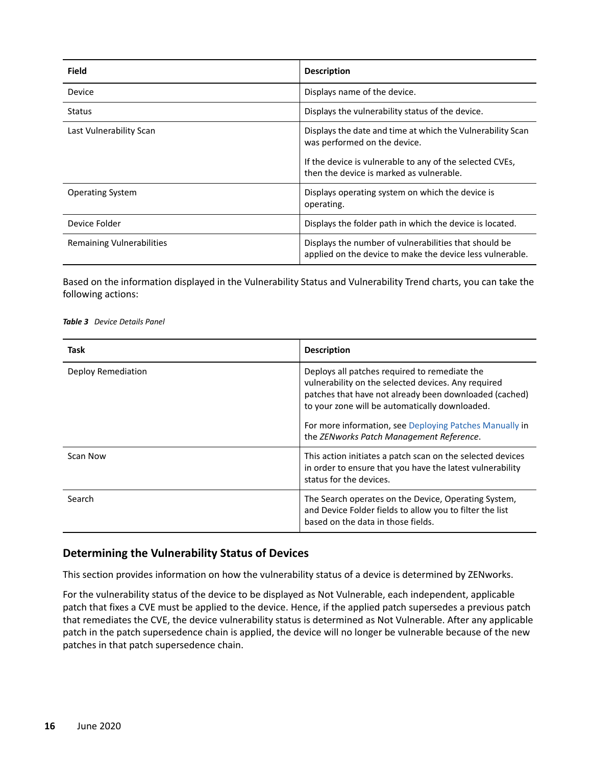| Field | Description |
| --- | --- |
| Device | Displays name of the device. |
| Status | Displays the vulnerability status of the device. |
| Last Vulnerability Scan | Displays the date and time at which the Vulnerability Scan was performed on the device.<br><br>If the device is vulnerable to any of the selected CVEs, then the device is marked as vulnerable. |
| Operating System | Displays operating system on which the device is operating. |
| Device Folder | Displays the folder path in which the device is located. |
| Remaining Vulnerabilities | Displays the number of vulnerabilities that should be applied on the device to make the device less vulnerable. |

Based on the information displayed in the Vulnerability Status and Vulnerability Trend charts, you can take the following actions:

***Table 3*** *Device Details Panel*

| Task | Description |
| --- | --- |
| Deploy Remediation | Deploys all patches required to remediate the vulnerability on the selected devices. Any required patches that have not already been downloaded (cached) to your zone will be automatically downloaded.<br><br>For more information, see Deploying Patches Manually in the *ZENworks Patch Management Reference*. |
| Scan Now | This action initiates a patch scan on the selected devices in order to ensure that you have the latest vulnerability status for the devices. |
| Search | The Search operates on the Device, Operating System, and Device Folder fields to allow you to filter the list based on the data in those fields. |

## Determining the Vulnerability Status of Devices

This section provides information on how the vulnerability status of a device is determined by ZENworks.

For the vulnerability status of the device to be displayed as Not Vulnerable, each independent, applicable patch that fixes a CVE must be applied to the device. Hence, if the applied patch supersedes a previous patch that remediates the CVE, the device vulnerability status is determined as Not Vulnerable. After any applicable patch in the patch supersedence chain is applied, the device will no longer be vulnerable because of the new patches in that patch supersedence chain.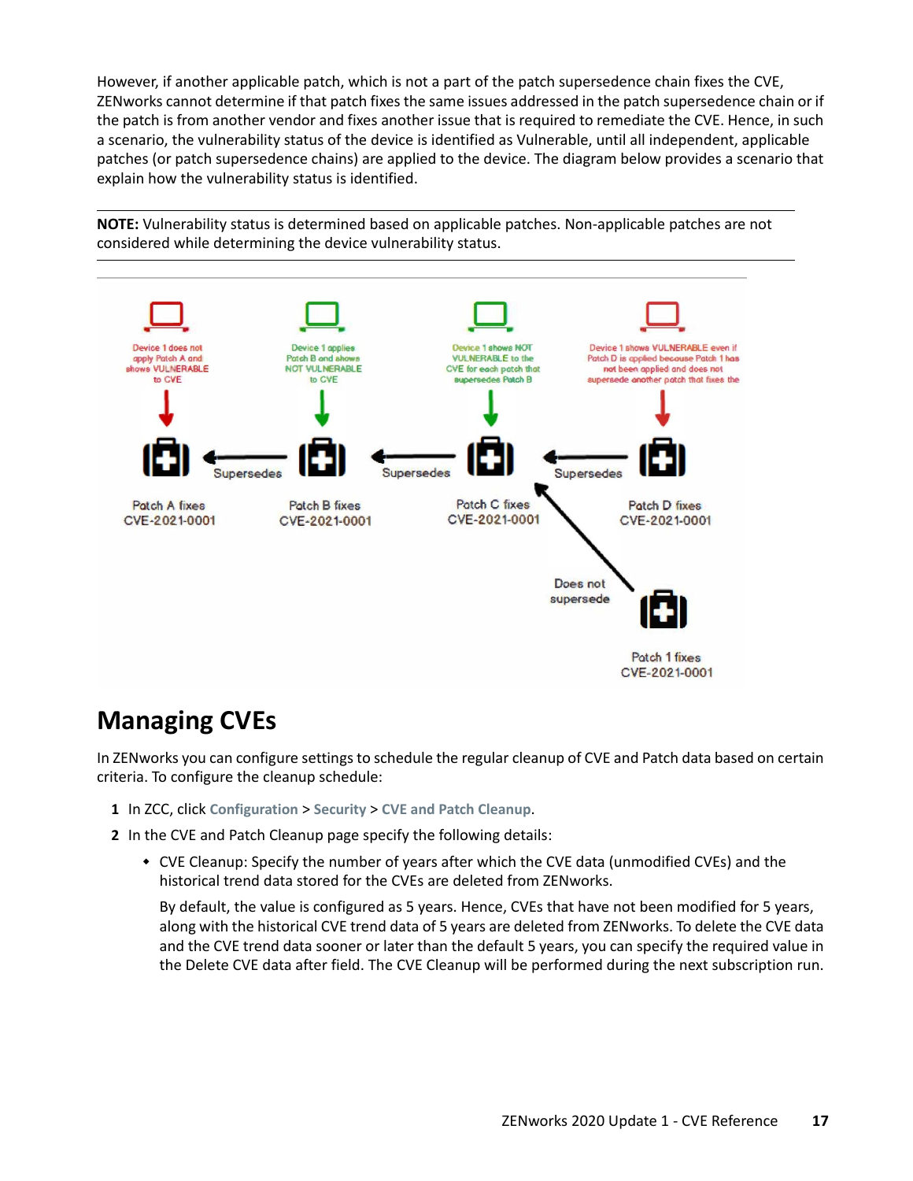However, if another applicable patch, which is not a part of the patch supersedence chain fixes the CVE, ZENworks cannot determine if that patch fixes the same issues addressed in the patch supersedence chain or if the patch is from another vendor and fixes another issue that is required to remediate the CVE. Hence, in such a scenario, the vulnerability status of the device is identified as Vulnerable, until all independent, applicable patches (or patch supersedence chains) are applied to the device. The diagram below provides a scenario that explain how the vulnerability status is identified.

---

**NOTE:** Vulnerability status is determined based on applicable patches. Non-applicable patches are not considered while determining the device vulnerability status.

---

## Managing CVEs

In ZENworks you can configure settings to schedule the regular cleanup of CVE and Patch data based on certain criteria. To configure the cleanup schedule:

1. In ZCC, click **Configuration** > **Security** > **CVE and Patch Cleanup**.
2. In the CVE and Patch Cleanup page specify the following details:
   - CVE Cleanup: Specify the number of years after which the CVE data (unmodified CVEs) and the historical trend data stored for the CVEs are deleted from ZENworks.

     By default, the value is configured as 5 years. Hence, CVEs that have not been modified for 5 years, along with the historical CVE trend data of 5 years are deleted from ZENworks. To delete the CVE data and the CVE trend data sooner or later than the default 5 years, you can specify the required value in the Delete CVE data after field. The CVE Cleanup will be performed during the next subscription run.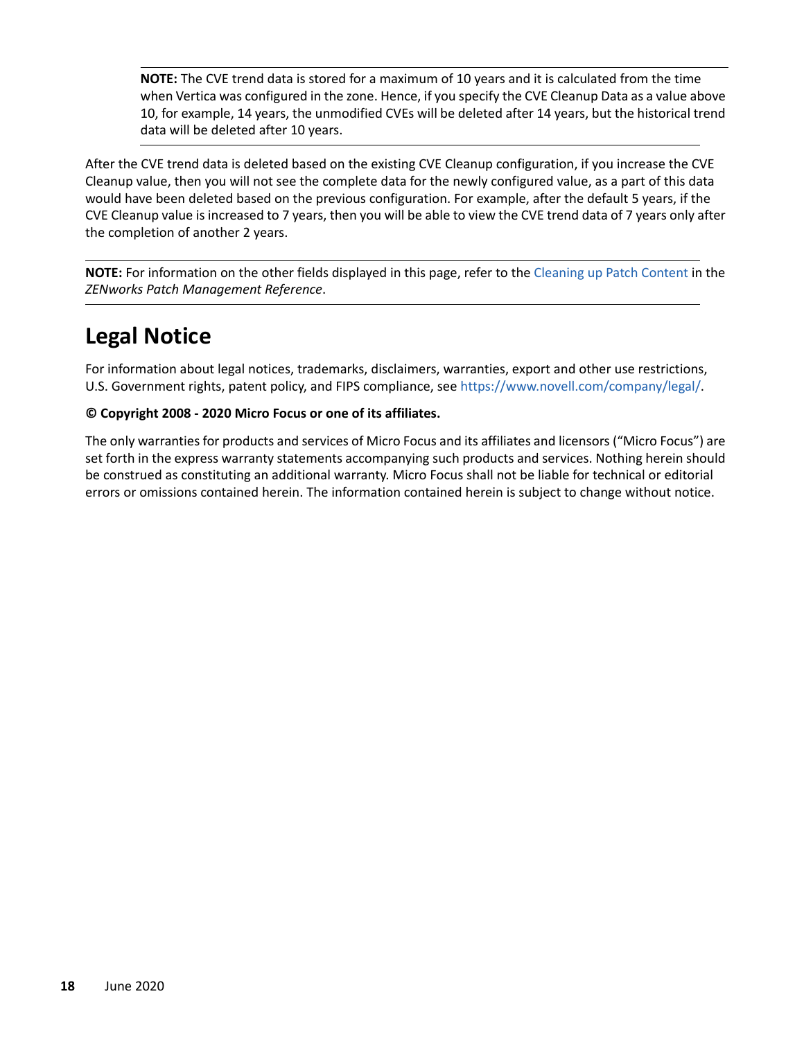**NOTE:** The CVE trend data is stored for a maximum of 10 years and it is calculated from the time when Vertica was configured in the zone. Hence, if you specify the CVE Cleanup Data as a value above 10, for example, 14 years, the unmodified CVEs will be deleted after 14 years, but the historical trend data will be deleted after 10 years.

After the CVE trend data is deleted based on the existing CVE Cleanup configuration, if you increase the CVE Cleanup value, then you will not see the complete data for the newly configured value, as a part of this data would have been deleted based on the previous configuration. For example, after the default 5 years, if the CVE Cleanup value is increased to 7 years, then you will be able to view the CVE trend data of 7 years only after the completion of another 2 years.

**NOTE:** For information on the other fields displayed in this page, refer to the Cleaning up Patch Content in the *ZENworks Patch Management Reference*.

# Legal Notice

For information about legal notices, trademarks, disclaimers, warranties, export and other use restrictions, U.S. Government rights, patent policy, and FIPS compliance, see https://www.novell.com/company/legal/.

**© Copyright 2008 - 2020 Micro Focus or one of its affiliates.**

The only warranties for products and services of Micro Focus and its affiliates and licensors (“Micro Focus”) are set forth in the express warranty statements accompanying such products and services. Nothing herein should be construed as constituting an additional warranty. Micro Focus shall not be liable for technical or editorial errors or omissions contained herein. The information contained herein is subject to change without notice.